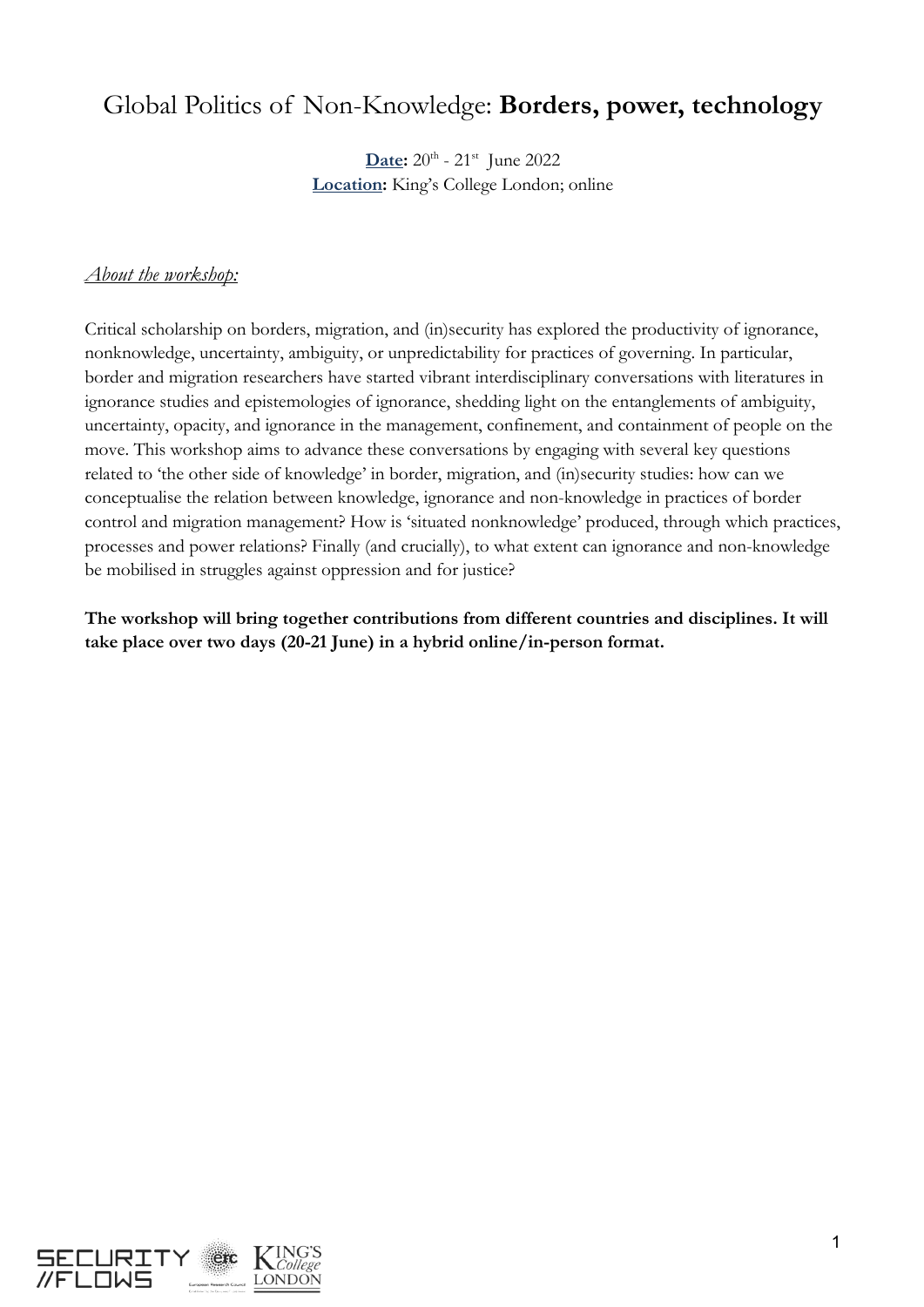# Global Politics of Non-Knowledge: **Borders, power, technology**

**Date:** 20th - 21st June 2022
**Location:** King's College London; online

*About the workshop:*

Critical scholarship on borders, migration, and (in)security has explored the productivity of ignorance, nonknowledge, uncertainty, ambiguity, or unpredictability for practices of governing. In particular, border and migration researchers have started vibrant interdisciplinary conversations with literatures in ignorance studies and epistemologies of ignorance, shedding light on the entanglements of ambiguity, uncertainty, opacity, and ignorance in the management, confinement, and containment of people on the move. This workshop aims to advance these conversations by engaging with several key questions related to 'the other side of knowledge' in border, migration, and (in)security studies: how can we conceptualise the relation between knowledge, ignorance and non-knowledge in practices of border control and migration management? How is 'situated nonknowledge' produced, through which practices, processes and power relations? Finally (and crucially), to what extent can ignorance and non-knowledge be mobilised in struggles against oppression and for justice?

**The workshop will bring together contributions from different countries and disciplines. It will take place over two days (20-21 June) in a hybrid online/in-person format.**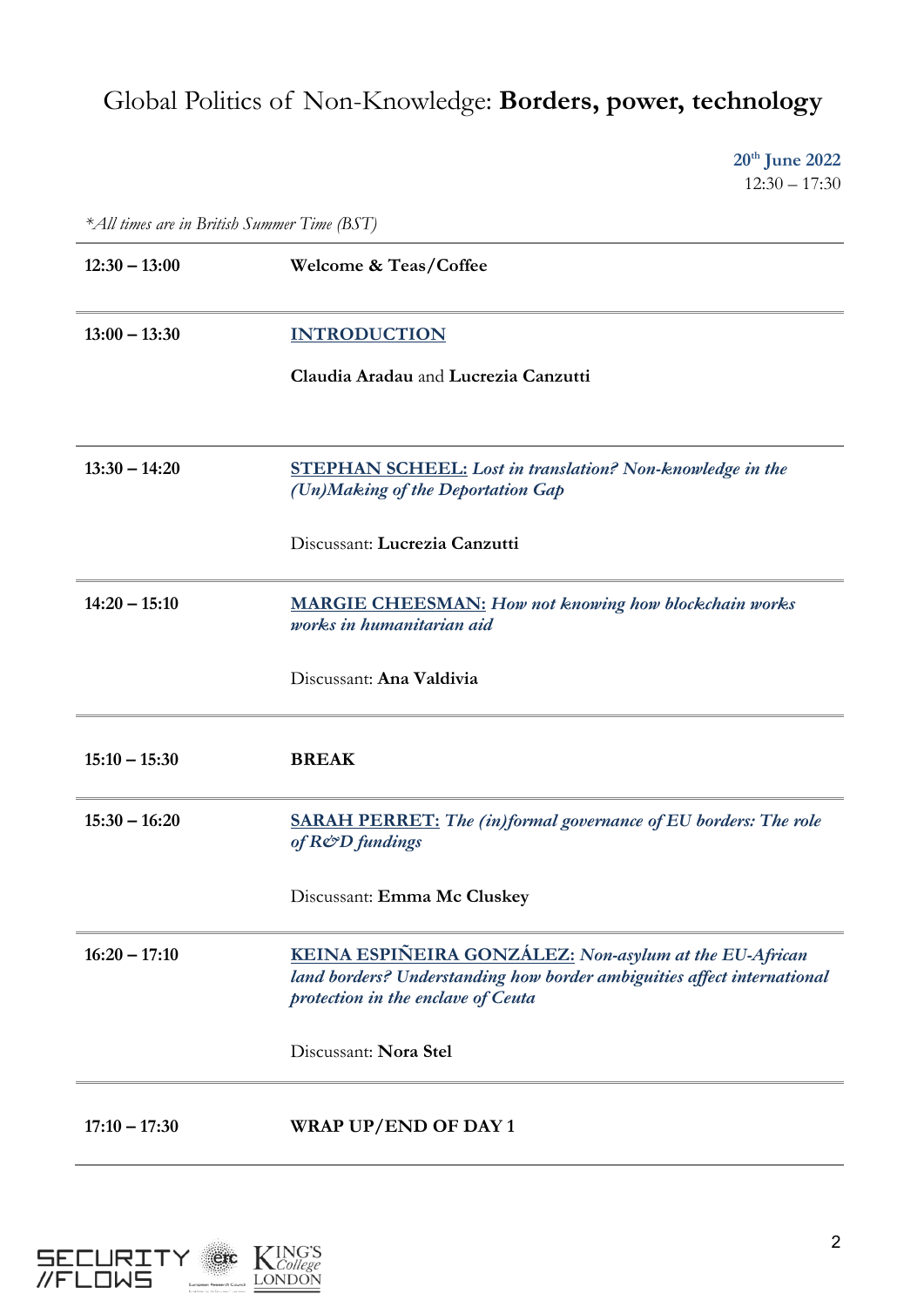# Global Politics of Non-Knowledge: **Borders, power, technology**

**20th June 2022**
12:30 – 17:30

*\*All times are in British Summer Time (BST)*

| | |
|---|---|
| **12:30 – 13:00** | **Welcome & Teas/Coffee** |
| **13:00 – 13:30** | **INTRODUCTION**<br><br>**Claudia Aradau** and **Lucrezia Canzutti** |
| **13:30 – 14:20** | **STEPHAN SCHEEL:** ***Lost in translation? Non-knowledge in the (Un)Making of the Deportation Gap***<br><br>Discussant: **Lucrezia Canzutti** |
| **14:20 – 15:10** | **MARGIE CHEESMAN:** ***How not knowing how blockchain works works in humanitarian aid***<br><br>Discussant: **Ana Valdivia** |
| **15:10 – 15:30** | **BREAK** |
| **15:30 – 16:20** | **SARAH PERRET:** ***The (in)formal governance of EU borders: The role of R&D fundings***<br><br>Discussant: **Emma Mc Cluskey** |
| **16:20 – 17:10** | **KEINA ESPIÑEIRA GONZÁLEZ:** ***Non-asylum at the EU-African land borders? Understanding how border ambiguities affect international protection in the enclave of Ceuta***<br><br>Discussant: **Nora Stel** |
| **17:10 – 17:30** | **WRAP UP/END OF DAY 1** |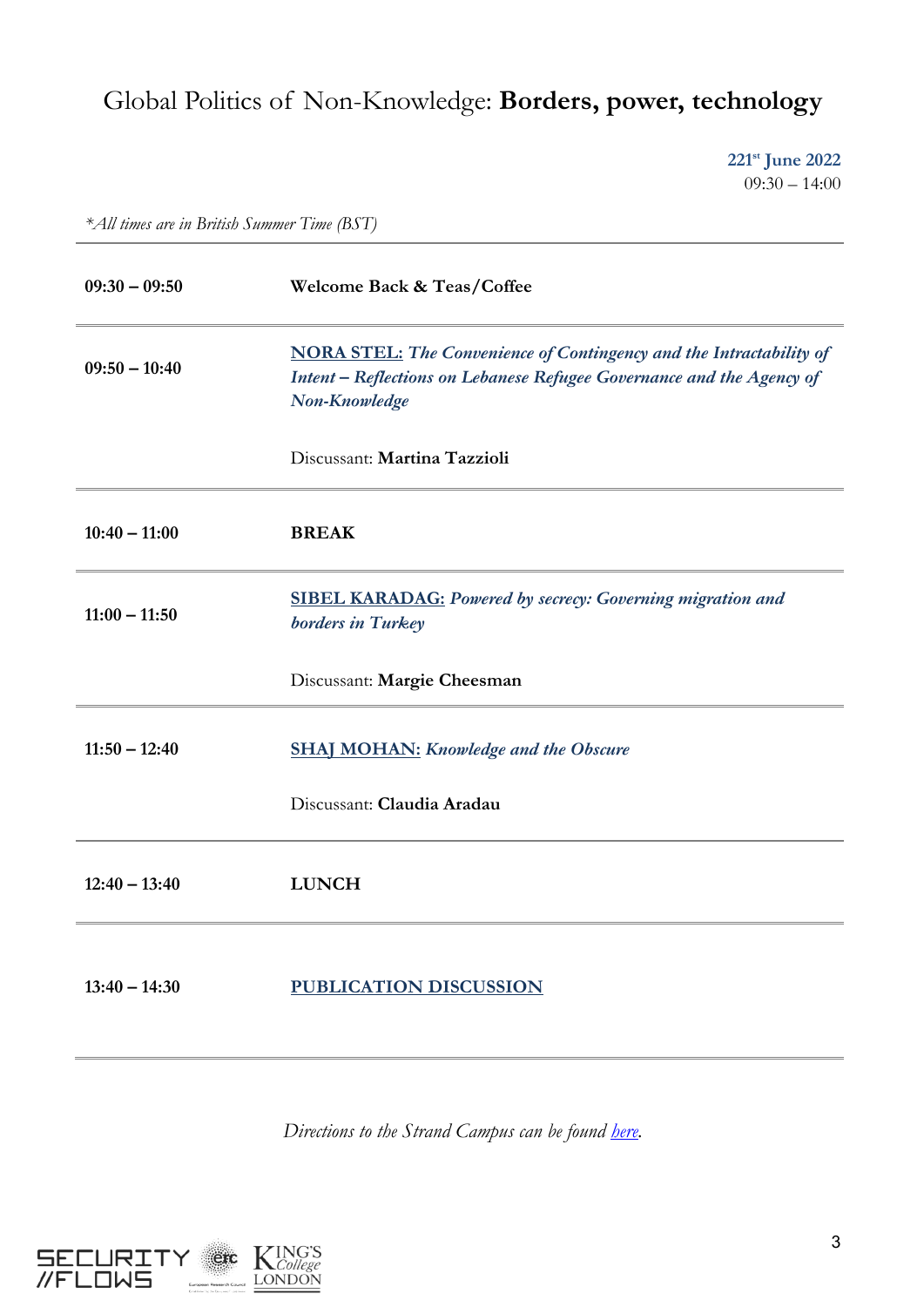# Global Politics of Non-Knowledge: **Borders, power, technology**

**221st June 2022**
09:30 – 14:00

*\*All times are in British Summer Time (BST)*

| | |
|---|---|
| **09:30 – 09:50** | **Welcome Back & Teas/Coffee** |
| **09:50 – 10:40** | **NORA STEL:** ***The Convenience of Contingency and the Intractability of Intent – Reflections on Lebanese Refugee Governance and the Agency of Non-Knowledge***<br><br>Discussant: **Martina Tazzioli** |
| **10:40 – 11:00** | **BREAK** |
| **11:00 – 11:50** | **SIBEL KARADAG:** ***Powered by secrecy: Governing migration and borders in Turkey***<br><br>Discussant: **Margie Cheesman** |
| **11:50 – 12:40** | **SHAJ MOHAN:** ***Knowledge and the Obscure***<br><br>Discussant: **Claudia Aradau** |
| **12:40 – 13:40** | **LUNCH** |
| **13:40 – 14:30** | **PUBLICATION DISCUSSION** |

*Directions to the Strand Campus can be found here.*